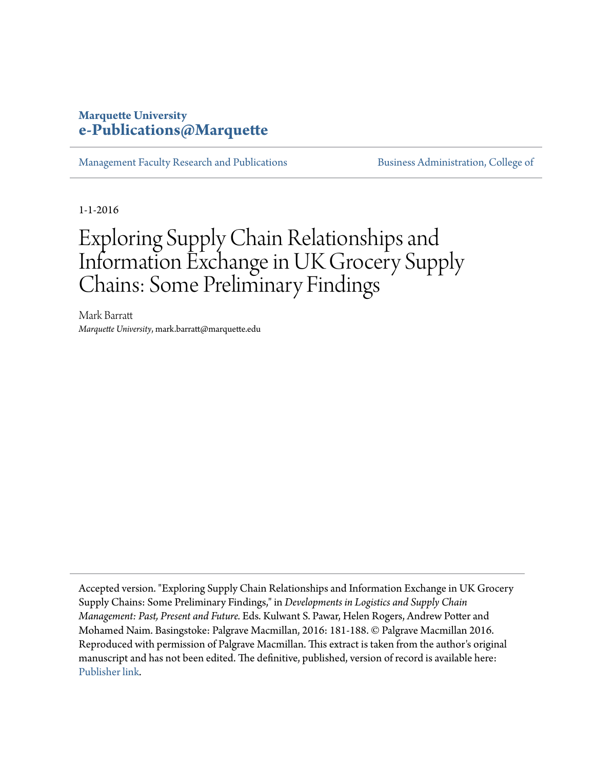**Marquette University**
**e-Publications@Marquette**

Management Faculty Research and Publications | Business Administration, College of

1-1-2016

# Exploring Supply Chain Relationships and Information Exchange in UK Grocery Supply Chains: Some Preliminary Findings

Mark Barratt
*Marquette University*, mark.barratt@marquette.edu

Accepted version. "Exploring Supply Chain Relationships and Information Exchange in UK Grocery Supply Chains: Some Preliminary Findings," in *Developments in Logistics and Supply Chain Management: Past, Present and Future.* Eds. Kulwant S. Pawar, Helen Rogers, Andrew Potter and Mohamed Naim. Basingstoke: Palgrave Macmillan, 2016: 181-188. © Palgrave Macmillan 2016. Reproduced with permission of Palgrave Macmillan. This extract is taken from the author's original manuscript and has not been edited. The definitive, published, version of record is available here: Publisher link.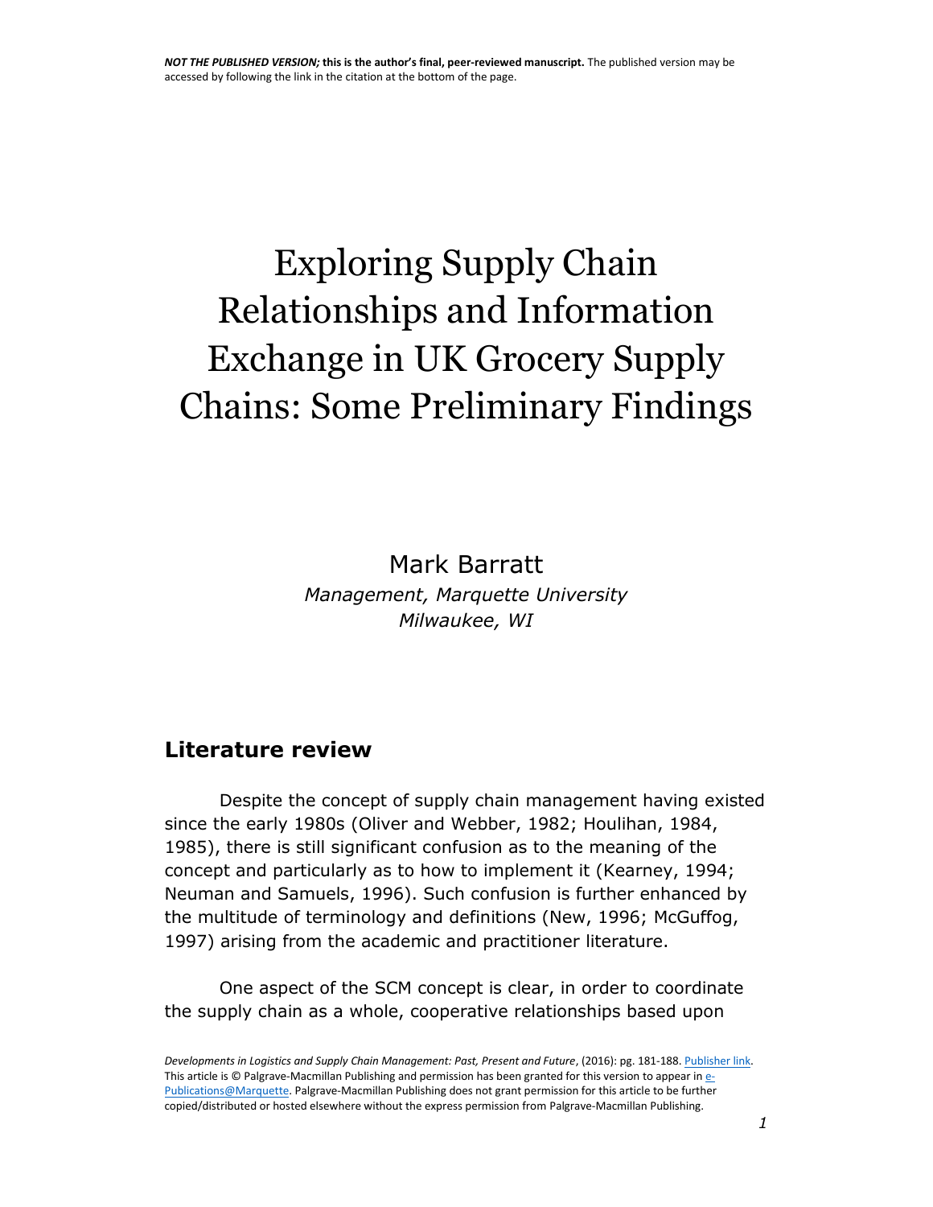*NOT THE PUBLISHED VERSION;* **this is the author's final, peer-reviewed manuscript.** The published version may be accessed by following the link in the citation at the bottom of the page.

# Exploring Supply Chain Relationships and Information Exchange in UK Grocery Supply Chains: Some Preliminary Findings

Mark Barratt

*Management, Marquette University*
*Milwaukee, WI*

## Literature review

Despite the concept of supply chain management having existed since the early 1980s (Oliver and Webber, 1982; Houlihan, 1984, 1985), there is still significant confusion as to the meaning of the concept and particularly as to how to implement it (Kearney, 1994; Neuman and Samuels, 1996). Such confusion is further enhanced by the multitude of terminology and definitions (New, 1996; McGuffog, 1997) arising from the academic and practitioner literature.

One aspect of the SCM concept is clear, in order to coordinate the supply chain as a whole, cooperative relationships based upon

*Developments in Logistics and Supply Chain Management: Past, Present and Future*, (2016): pg. 181-188. Publisher link.
This article is © Palgrave-Macmillan Publishing and permission has been granted for this version to appear in e-Publications@Marquette. Palgrave-Macmillan Publishing does not grant permission for this article to be further copied/distributed or hosted elsewhere without the express permission from Palgrave-Macmillan Publishing.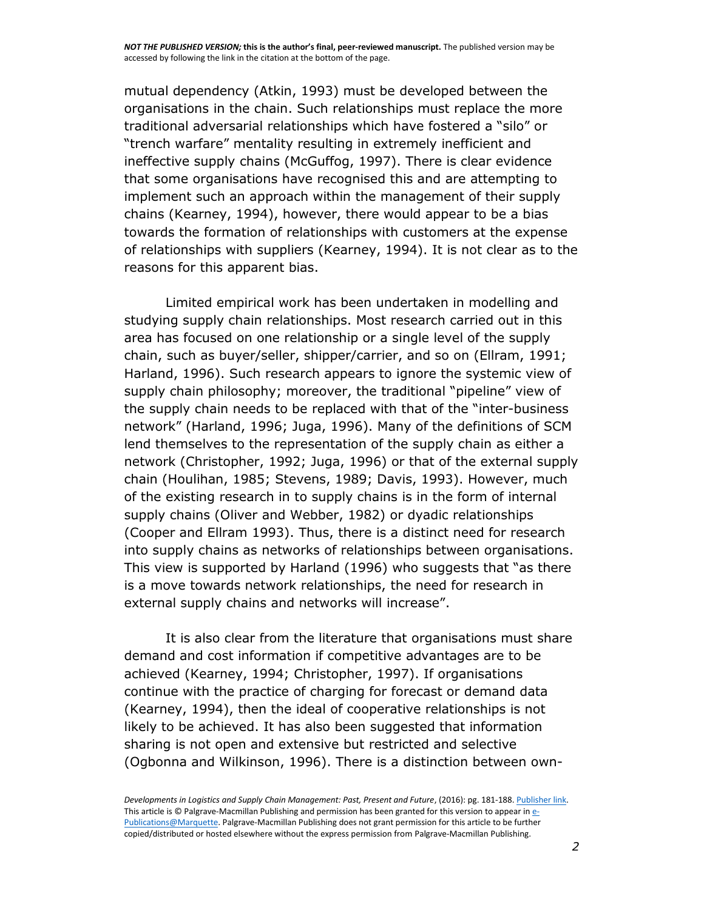mutual dependency (Atkin, 1993) must be developed between the organisations in the chain. Such relationships must replace the more traditional adversarial relationships which have fostered a "silo" or "trench warfare" mentality resulting in extremely inefficient and ineffective supply chains (McGuffog, 1997). There is clear evidence that some organisations have recognised this and are attempting to implement such an approach within the management of their supply chains (Kearney, 1994), however, there would appear to be a bias towards the formation of relationships with customers at the expense of relationships with suppliers (Kearney, 1994). It is not clear as to the reasons for this apparent bias.

Limited empirical work has been undertaken in modelling and studying supply chain relationships. Most research carried out in this area has focused on one relationship or a single level of the supply chain, such as buyer/seller, shipper/carrier, and so on (Ellram, 1991; Harland, 1996). Such research appears to ignore the systemic view of supply chain philosophy; moreover, the traditional "pipeline" view of the supply chain needs to be replaced with that of the "inter-business network" (Harland, 1996; Juga, 1996). Many of the definitions of SCM lend themselves to the representation of the supply chain as either a network (Christopher, 1992; Juga, 1996) or that of the external supply chain (Houlihan, 1985; Stevens, 1989; Davis, 1993). However, much of the existing research in to supply chains is in the form of internal supply chains (Oliver and Webber, 1982) or dyadic relationships (Cooper and Ellram 1993). Thus, there is a distinct need for research into supply chains as networks of relationships between organisations. This view is supported by Harland (1996) who suggests that "as there is a move towards network relationships, the need for research in external supply chains and networks will increase".

It is also clear from the literature that organisations must share demand and cost information if competitive advantages are to be achieved (Kearney, 1994; Christopher, 1997). If organisations continue with the practice of charging for forecast or demand data (Kearney, 1994), then the ideal of cooperative relationships is not likely to be achieved. It has also been suggested that information sharing is not open and extensive but restricted and selective (Ogbonna and Wilkinson, 1996). There is a distinction between own-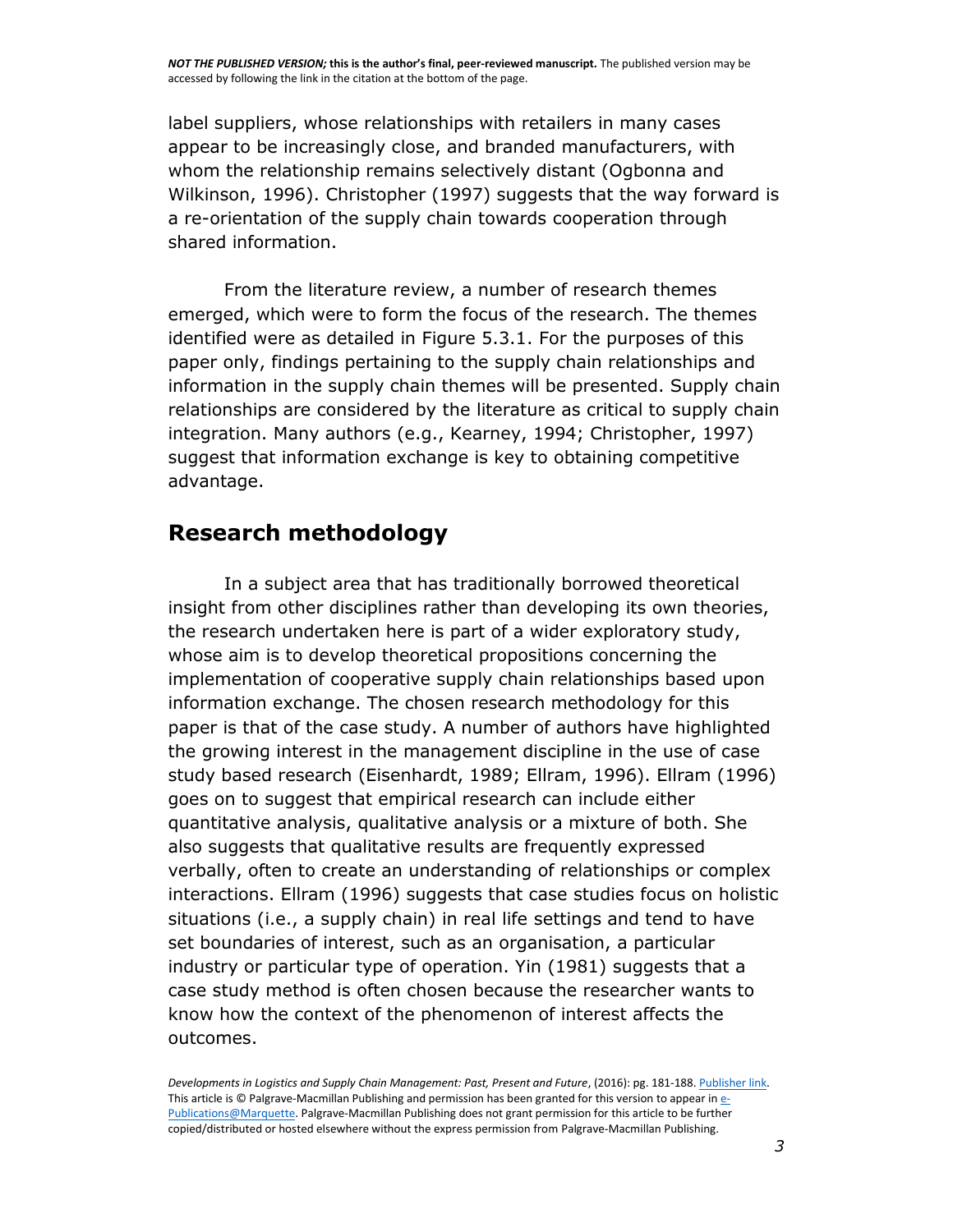label suppliers, whose relationships with retailers in many cases appear to be increasingly close, and branded manufacturers, with whom the relationship remains selectively distant (Ogbonna and Wilkinson, 1996). Christopher (1997) suggests that the way forward is a re-orientation of the supply chain towards cooperation through shared information.

From the literature review, a number of research themes emerged, which were to form the focus of the research. The themes identified were as detailed in Figure 5.3.1. For the purposes of this paper only, findings pertaining to the supply chain relationships and information in the supply chain themes will be presented. Supply chain relationships are considered by the literature as critical to supply chain integration. Many authors (e.g., Kearney, 1994; Christopher, 1997) suggest that information exchange is key to obtaining competitive advantage.

## Research methodology

In a subject area that has traditionally borrowed theoretical insight from other disciplines rather than developing its own theories, the research undertaken here is part of a wider exploratory study, whose aim is to develop theoretical propositions concerning the implementation of cooperative supply chain relationships based upon information exchange. The chosen research methodology for this paper is that of the case study. A number of authors have highlighted the growing interest in the management discipline in the use of case study based research (Eisenhardt, 1989; Ellram, 1996). Ellram (1996) goes on to suggest that empirical research can include either quantitative analysis, qualitative analysis or a mixture of both. She also suggests that qualitative results are frequently expressed verbally, often to create an understanding of relationships or complex interactions. Ellram (1996) suggests that case studies focus on holistic situations (i.e., a supply chain) in real life settings and tend to have set boundaries of interest, such as an organisation, a particular industry or particular type of operation. Yin (1981) suggests that a case study method is often chosen because the researcher wants to know how the context of the phenomenon of interest affects the outcomes.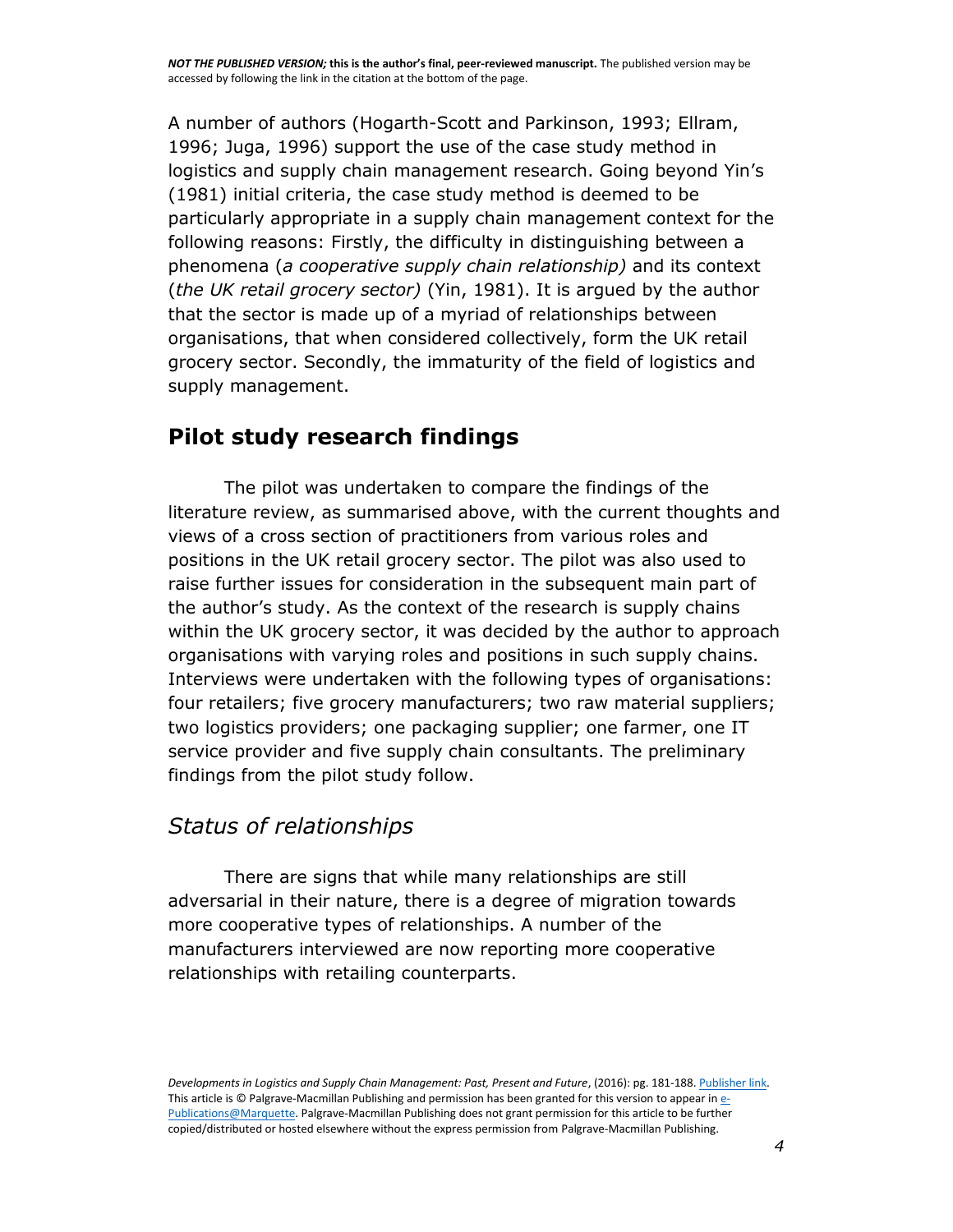A number of authors (Hogarth-Scott and Parkinson, 1993; Ellram, 1996; Juga, 1996) support the use of the case study method in logistics and supply chain management research. Going beyond Yin's (1981) initial criteria, the case study method is deemed to be particularly appropriate in a supply chain management context for the following reasons: Firstly, the difficulty in distinguishing between a phenomena (*a cooperative supply chain relationship)* and its context (*the UK retail grocery sector)* (Yin, 1981). It is argued by the author that the sector is made up of a myriad of relationships between organisations, that when considered collectively, form the UK retail grocery sector. Secondly, the immaturity of the field of logistics and supply management.

## Pilot study research findings

The pilot was undertaken to compare the findings of the literature review, as summarised above, with the current thoughts and views of a cross section of practitioners from various roles and positions in the UK retail grocery sector. The pilot was also used to raise further issues for consideration in the subsequent main part of the author's study. As the context of the research is supply chains within the UK grocery sector, it was decided by the author to approach organisations with varying roles and positions in such supply chains. Interviews were undertaken with the following types of organisations: four retailers; five grocery manufacturers; two raw material suppliers; two logistics providers; one packaging supplier; one farmer, one IT service provider and five supply chain consultants. The preliminary findings from the pilot study follow.

### *Status of relationships*

There are signs that while many relationships are still adversarial in their nature, there is a degree of migration towards more cooperative types of relationships. A number of the manufacturers interviewed are now reporting more cooperative relationships with retailing counterparts.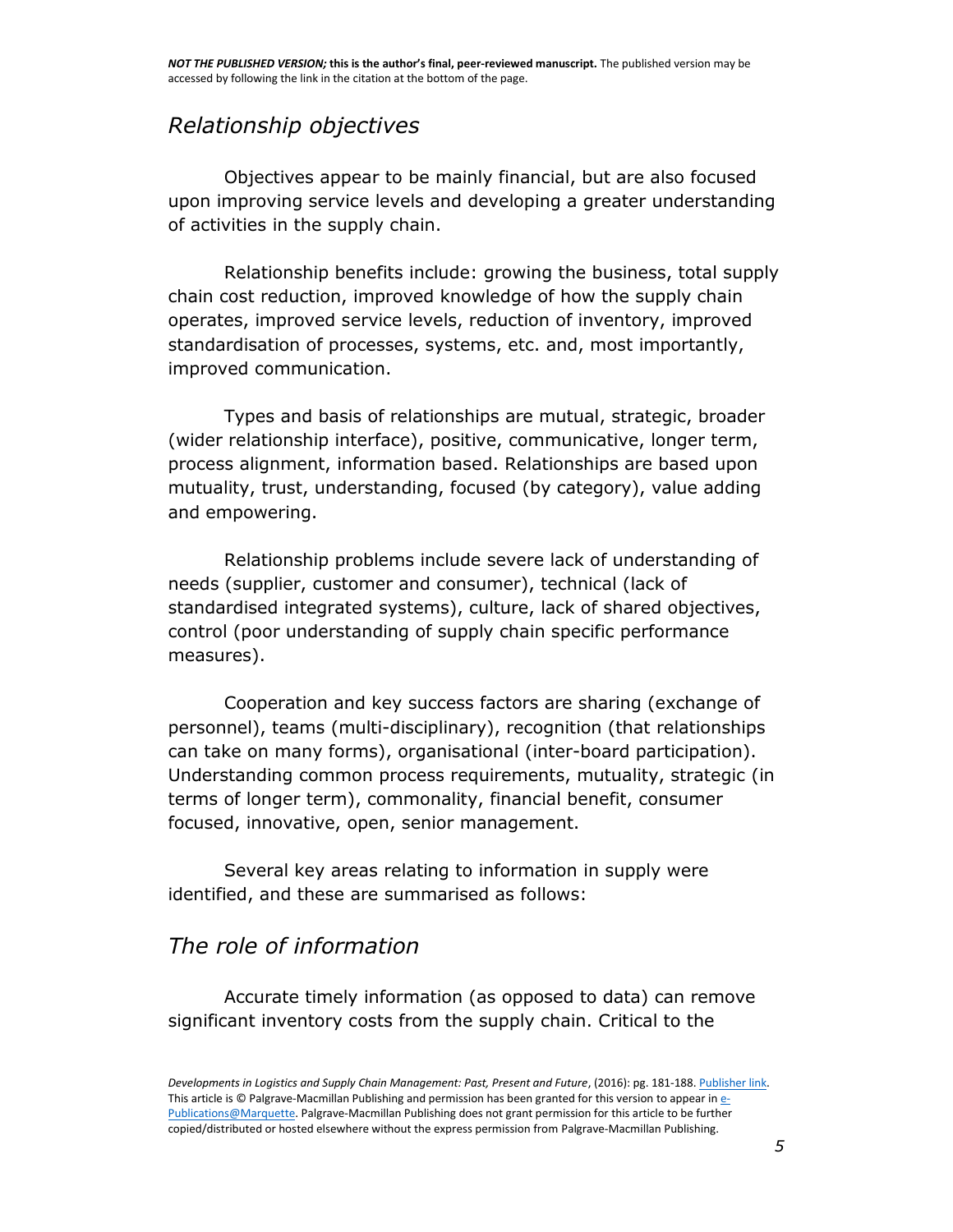## *Relationship objectives*

Objectives appear to be mainly financial, but are also focused upon improving service levels and developing a greater understanding of activities in the supply chain.

Relationship benefits include: growing the business, total supply chain cost reduction, improved knowledge of how the supply chain operates, improved service levels, reduction of inventory, improved standardisation of processes, systems, etc. and, most importantly, improved communication.

Types and basis of relationships are mutual, strategic, broader (wider relationship interface), positive, communicative, longer term, process alignment, information based. Relationships are based upon mutuality, trust, understanding, focused (by category), value adding and empowering.

Relationship problems include severe lack of understanding of needs (supplier, customer and consumer), technical (lack of standardised integrated systems), culture, lack of shared objectives, control (poor understanding of supply chain specific performance measures).

Cooperation and key success factors are sharing (exchange of personnel), teams (multi-disciplinary), recognition (that relationships can take on many forms), organisational (inter-board participation). Understanding common process requirements, mutuality, strategic (in terms of longer term), commonality, financial benefit, consumer focused, innovative, open, senior management.

Several key areas relating to information in supply were identified, and these are summarised as follows:

## *The role of information*

Accurate timely information (as opposed to data) can remove significant inventory costs from the supply chain. Critical to the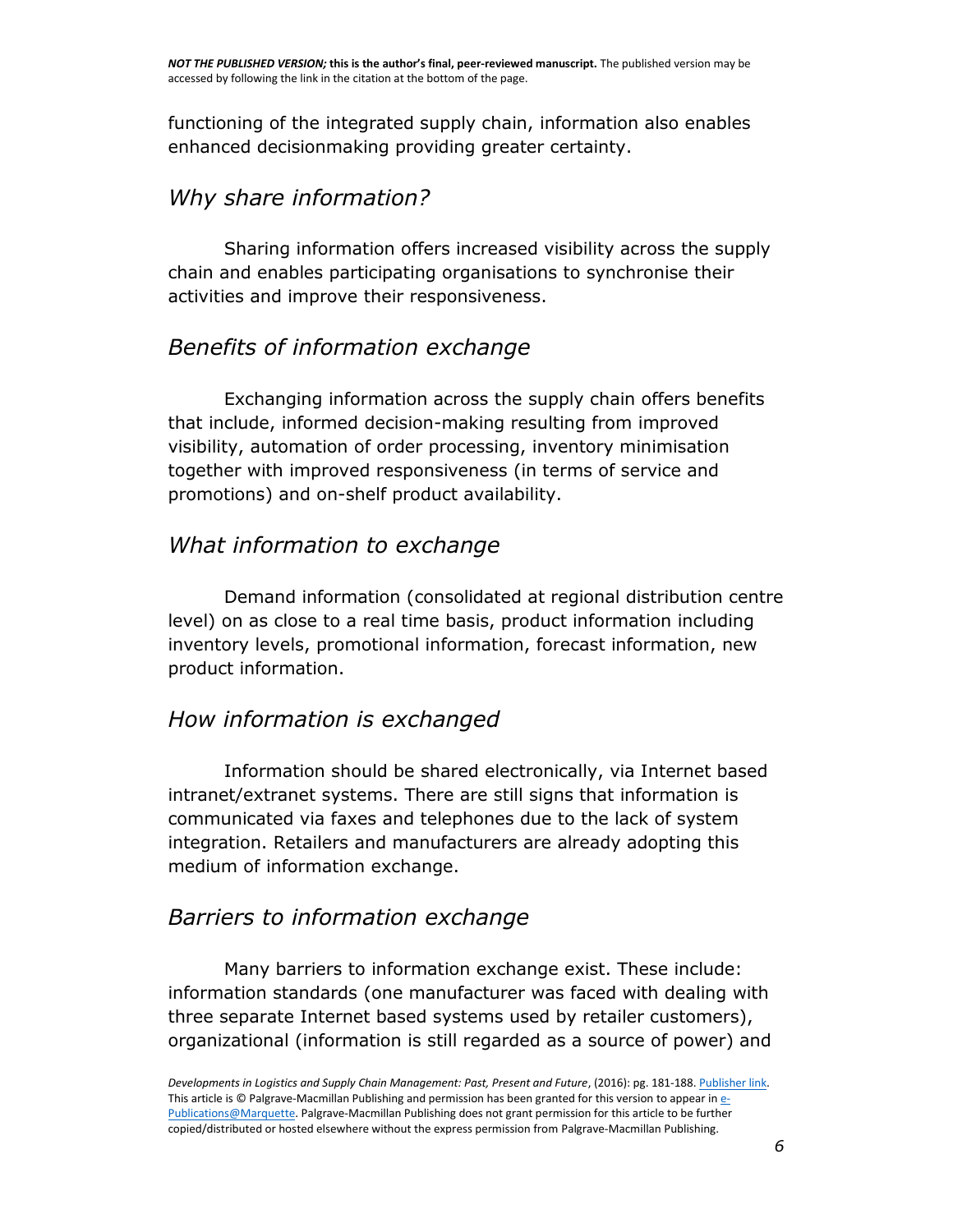functioning of the integrated supply chain, information also enables enhanced decisionmaking providing greater certainty.

### *Why share information?*

Sharing information offers increased visibility across the supply chain and enables participating organisations to synchronise their activities and improve their responsiveness.

### *Benefits of information exchange*

Exchanging information across the supply chain offers benefits that include, informed decision-making resulting from improved visibility, automation of order processing, inventory minimisation together with improved responsiveness (in terms of service and promotions) and on-shelf product availability.

### *What information to exchange*

Demand information (consolidated at regional distribution centre level) on as close to a real time basis, product information including inventory levels, promotional information, forecast information, new product information.

### *How information is exchanged*

Information should be shared electronically, via Internet based intranet/extranet systems. There are still signs that information is communicated via faxes and telephones due to the lack of system integration. Retailers and manufacturers are already adopting this medium of information exchange.

### *Barriers to information exchange*

Many barriers to information exchange exist. These include: information standards (one manufacturer was faced with dealing with three separate Internet based systems used by retailer customers), organizational (information is still regarded as a source of power) and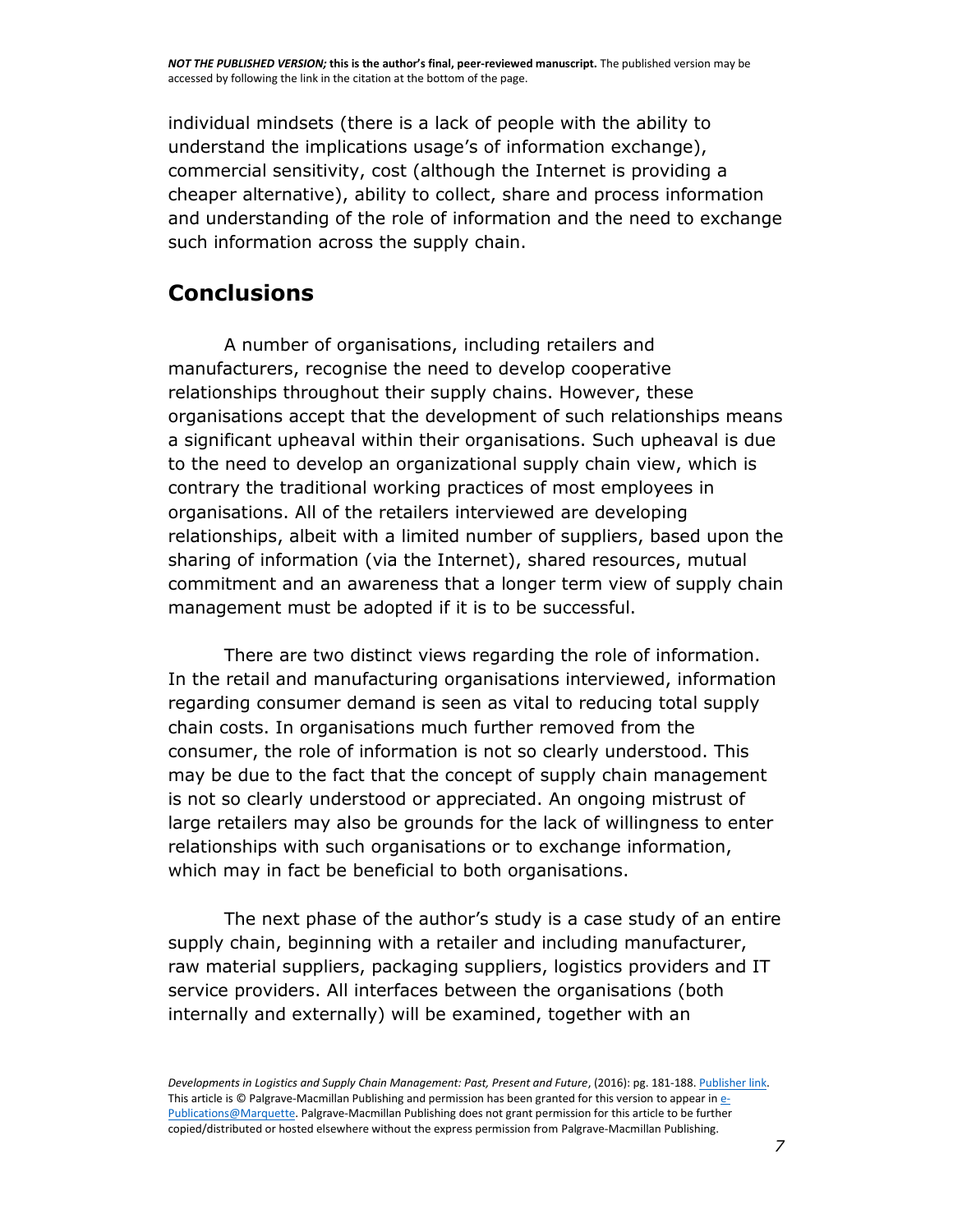individual mindsets (there is a lack of people with the ability to understand the implications usage's of information exchange), commercial sensitivity, cost (although the Internet is providing a cheaper alternative), ability to collect, share and process information and understanding of the role of information and the need to exchange such information across the supply chain.

## Conclusions

A number of organisations, including retailers and manufacturers, recognise the need to develop cooperative relationships throughout their supply chains. However, these organisations accept that the development of such relationships means a significant upheaval within their organisations. Such upheaval is due to the need to develop an organizational supply chain view, which is contrary the traditional working practices of most employees in organisations. All of the retailers interviewed are developing relationships, albeit with a limited number of suppliers, based upon the sharing of information (via the Internet), shared resources, mutual commitment and an awareness that a longer term view of supply chain management must be adopted if it is to be successful.

There are two distinct views regarding the role of information. In the retail and manufacturing organisations interviewed, information regarding consumer demand is seen as vital to reducing total supply chain costs. In organisations much further removed from the consumer, the role of information is not so clearly understood. This may be due to the fact that the concept of supply chain management is not so clearly understood or appreciated. An ongoing mistrust of large retailers may also be grounds for the lack of willingness to enter relationships with such organisations or to exchange information, which may in fact be beneficial to both organisations.

The next phase of the author's study is a case study of an entire supply chain, beginning with a retailer and including manufacturer, raw material suppliers, packaging suppliers, logistics providers and IT service providers. All interfaces between the organisations (both internally and externally) will be examined, together with an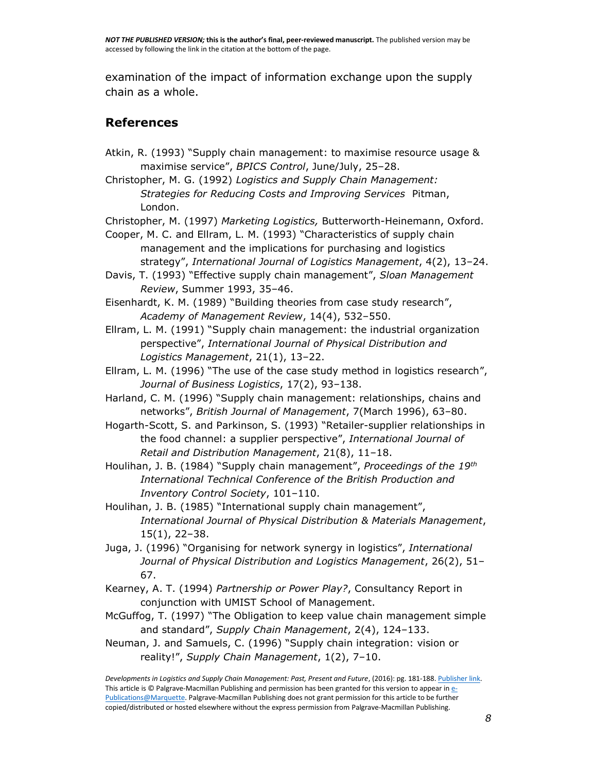examination of the impact of information exchange upon the supply chain as a whole.

## References

Atkin, R. (1993) "Supply chain management: to maximise resource usage & maximise service", *BPICS Control*, June/July, 25–28.

Christopher, M. G. (1992) *Logistics and Supply Chain Management: Strategies for Reducing Costs and Improving Services* Pitman, London.

Christopher, M. (1997) *Marketing Logistics,* Butterworth-Heinemann, Oxford.

Cooper, M. C. and Ellram, L. M. (1993) "Characteristics of supply chain management and the implications for purchasing and logistics strategy", *International Journal of Logistics Management*, 4(2), 13–24.

Davis, T. (1993) "Effective supply chain management", *Sloan Management Review*, Summer 1993, 35–46.

Eisenhardt, K. M. (1989) "Building theories from case study research", *Academy of Management Review*, 14(4), 532–550.

Ellram, L. M. (1991) "Supply chain management: the industrial organization perspective", *International Journal of Physical Distribution and Logistics Management*, 21(1), 13–22.

Ellram, L. M. (1996) "The use of the case study method in logistics research", *Journal of Business Logistics*, 17(2), 93–138.

Harland, C. M. (1996) "Supply chain management: relationships, chains and networks", *British Journal of Management*, 7(March 1996), 63–80.

Hogarth-Scott, S. and Parkinson, S. (1993) "Retailer-supplier relationships in the food channel: a supplier perspective", *International Journal of Retail and Distribution Management*, 21(8), 11–18.

Houlihan, J. B. (1984) "Supply chain management", *Proceedings of the 19th International Technical Conference of the British Production and Inventory Control Society*, 101–110.

Houlihan, J. B. (1985) "International supply chain management", *International Journal of Physical Distribution & Materials Management*, 15(1), 22–38.

Juga, J. (1996) "Organising for network synergy in logistics", *International Journal of Physical Distribution and Logistics Management*, 26(2), 51–67.

Kearney, A. T. (1994) *Partnership or Power Play?*, Consultancy Report in conjunction with UMIST School of Management.

McGuffog, T. (1997) "The Obligation to keep value chain management simple and standard", *Supply Chain Management*, 2(4), 124–133.

Neuman, J. and Samuels, C. (1996) "Supply chain integration: vision or reality!", *Supply Chain Management*, 1(2), 7–10.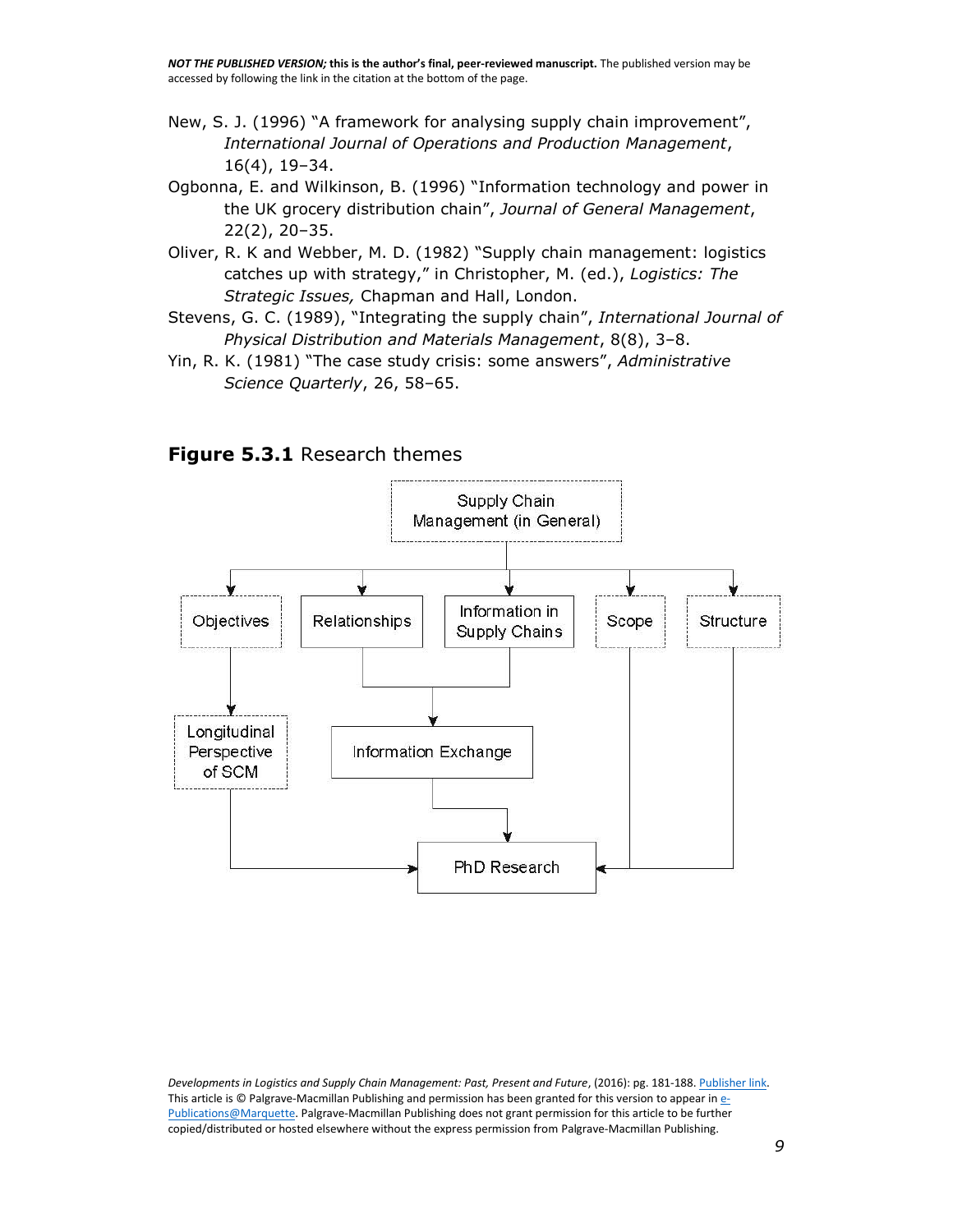New, S. J. (1996) "A framework for analysing supply chain improvement", *International Journal of Operations and Production Management*, 16(4), 19–34.

Ogbonna, E. and Wilkinson, B. (1996) "Information technology and power in the UK grocery distribution chain", *Journal of General Management*, 22(2), 20–35.

Oliver, R. K and Webber, M. D. (1982) "Supply chain management: logistics catches up with strategy," in Christopher, M. (ed.), *Logistics: The Strategic Issues,* Chapman and Hall, London.

Stevens, G. C. (1989), "Integrating the supply chain", *International Journal of Physical Distribution and Materials Management*, 8(8), 3–8.

Yin, R. K. (1981) "The case study crisis: some answers", *Administrative Science Quarterly*, 26, 58–65.

**Figure 5.3.1** Research themes

Supply Chain Management (in General)

Objectives

Relationships

Information in Supply Chains

Scope

Structure

Longitudinal Perspective of SCM

Information Exchange

PhD Research